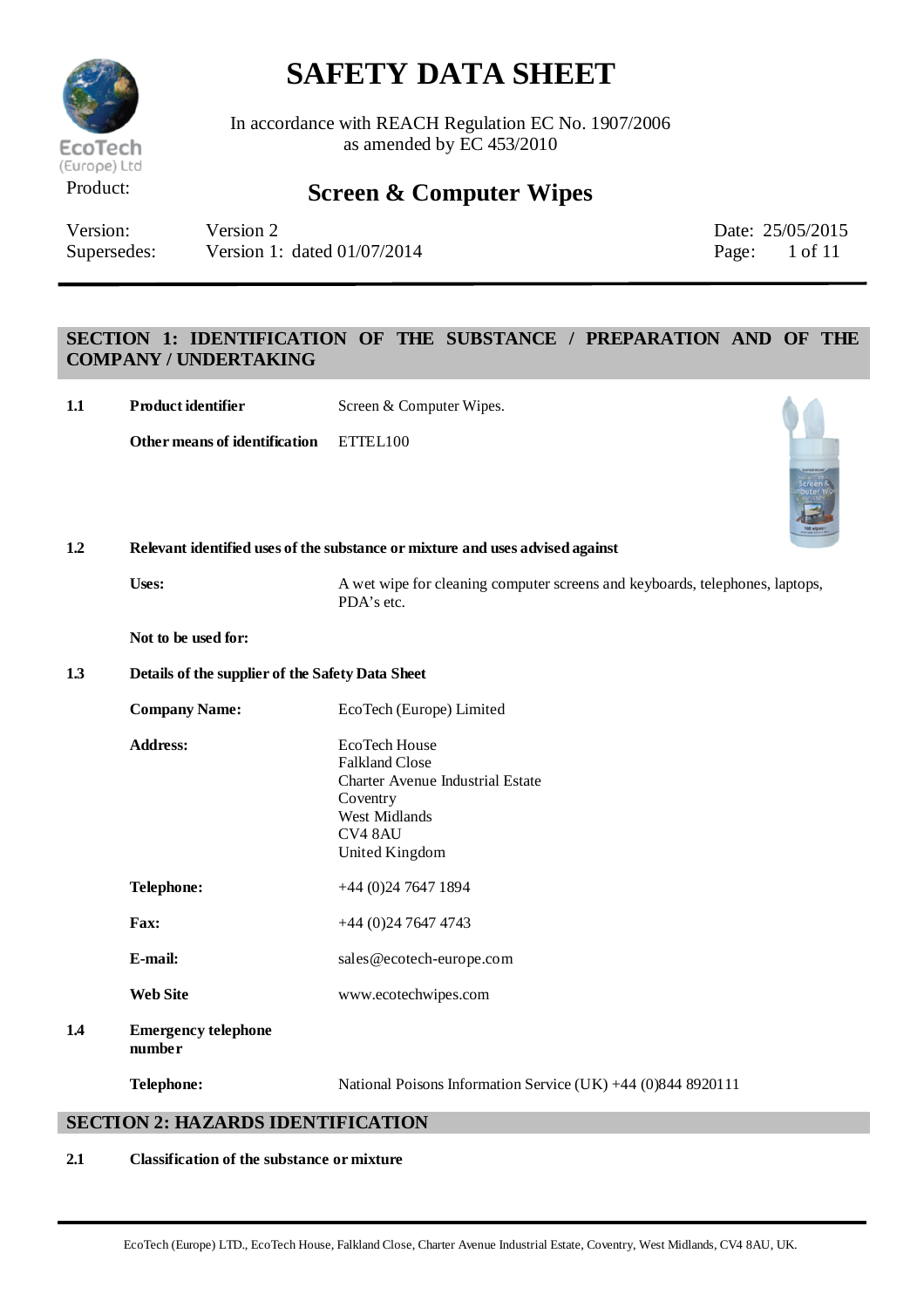# SAFETY DATA SHEET

In accordance with REACH Regulation EC No. 1907/2006
as amended by EC 453/2010

Product: **Screen & Computer Wipes**

| Version: | Version 2 | Date: 25/05/2015 |
|---|---|---|
| Supersedes: | Version 1: dated 01/07/2014 | |

## SECTION 1: IDENTIFICATION OF THE SUBSTANCE / PREPARATION AND OF THE COMPANY / UNDERTAKING

**1.1 Product identifier** — Screen & Computer Wipes.

**Other means of identification** — ETTEL100

**1.2 Relevant identified uses of the substance or mixture and uses advised against**

**Uses:** A wet wipe for cleaning computer screens and keyboards, telephones, laptops, PDA's etc.

**Not to be used for:**

**1.3 Details of the supplier of the Safety Data Sheet**

**Company Name:** EcoTech (Europe) Limited

**Address:**
EcoTech House
Falkland Close
Charter Avenue Industrial Estate
Coventry
West Midlands
CV4 8AU
United Kingdom

**Telephone:** +44 (0)24 7647 1894

**Fax:** +44 (0)24 7647 4743

**E-mail:** sales@ecotech-europe.com

**Web Site** www.ecotechwipes.com

**1.4 Emergency telephone number**

**Telephone:** National Poisons Information Service (UK) +44 (0)844 8920111

## SECTION 2: HAZARDS IDENTIFICATION

**2.1 Classification of the substance or mixture**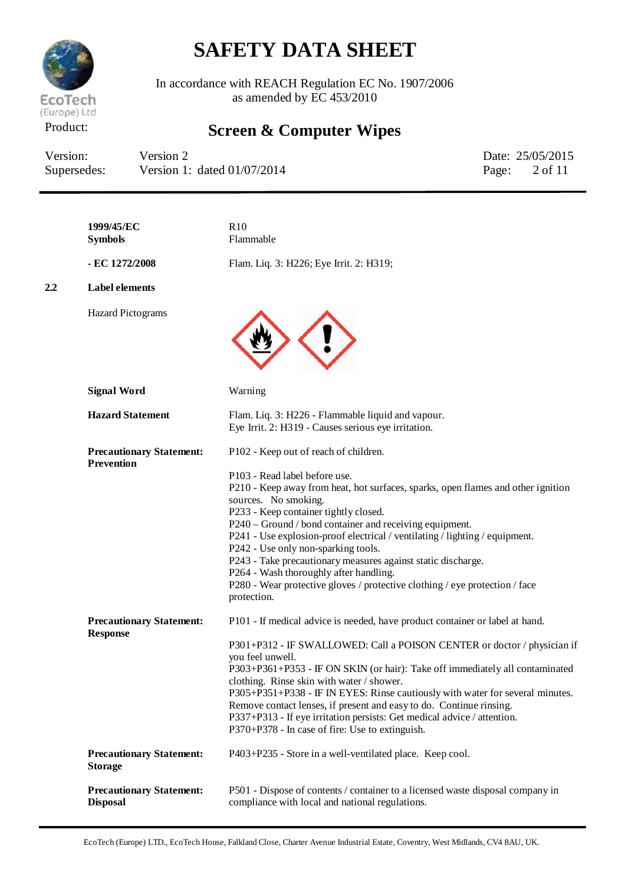| | |
|---|---|
| **1999/45/EC Symbols** | R10 Flammable |
| **- EC 1272/2008** | Flam. Liq. 3: H226; Eye Irrit. 2: H319; |

**2.2 Label elements**

| | |
|---|---|
| Hazard Pictograms | |
| **Signal Word** | Warning |
| **Hazard Statement** | Flam. Liq. 3: H226 - Flammable liquid and vapour.<br>Eye Irrit. 2: H319 - Causes serious eye irritation. |
| **Precautionary Statement: Prevention** | P102 - Keep out of reach of children.<br><br>P103 - Read label before use.<br>P210 - Keep away from heat, hot surfaces, sparks, open flames and other ignition sources. No smoking.<br>P233 - Keep container tightly closed.<br>P240 – Ground / bond container and receiving equipment.<br>P241 - Use explosion-proof electrical / ventilating / lighting / equipment.<br>P242 - Use only non-sparking tools.<br>P243 - Take precautionary measures against static discharge.<br>P264 - Wash thoroughly after handling.<br>P280 - Wear protective gloves / protective clothing / eye protection / face protection. |
| **Precautionary Statement: Response** | P101 - If medical advice is needed, have product container or label at hand.<br><br>P301+P312 - IF SWALLOWED: Call a POISON CENTER or doctor / physician if you feel unwell.<br>P303+P361+P353 - IF ON SKIN (or hair): Take off immediately all contaminated clothing. Rinse skin with water / shower.<br>P305+P351+P338 - IF IN EYES: Rinse cautiously with water for several minutes. Remove contact lenses, if present and easy to do. Continue rinsing.<br>P337+P313 - If eye irritation persists: Get medical advice / attention.<br>P370+P378 - In case of fire: Use to extinguish. |
| **Precautionary Statement: Storage** | P403+P235 - Store in a well-ventilated place. Keep cool. |
| **Precautionary Statement: Disposal** | P501 - Dispose of contents / container to a licensed waste disposal company in compliance with local and national regulations. |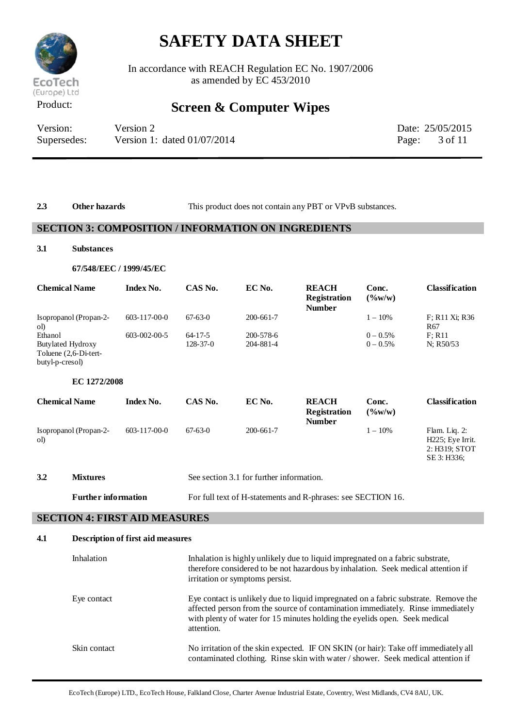**2.3 Other hazards** This product does not contain any PBT or VPvB substances.

## SECTION 3: COMPOSITION / INFORMATION ON INGREDIENTS

**3.1 Substances**

**67/548/EEC / 1999/45/EC**

| Chemical Name | Index No. | CAS No. | EC No. | REACH Registration Number | Conc. (%w/w) | Classification |
|---|---|---|---|---|---|---|
| Isopropanol (Propan-2-ol) | 603-117-00-0 | 67-63-0 | 200-661-7 | | 1 – 10% | F; R11 Xi; R36 R67 |
| Ethanol | 603-002-00-5 | 64-17-5 | 200-578-6 | | 0 – 0.5% | F; R11 |
| Butylated Hydroxy Toluene (2,6-Di-tert-butyl-p-cresol) | | 128-37-0 | 204-881-4 | | 0 – 0.5% | N; R50/53 |

**EC 1272/2008**

| Chemical Name | Index No. | CAS No. | EC No. | REACH Registration Number | Conc. (%w/w) | Classification |
|---|---|---|---|---|---|---|
| Isopropanol (Propan-2-ol) | 603-117-00-0 | 67-63-0 | 200-661-7 | | 1 – 10% | Flam. Liq. 2: H225; Eye Irrit. 2: H319; STOT SE 3: H336; |

**3.2 Mixtures** See section 3.1 for further information.

**Further information** For full text of H-statements and R-phrases: see SECTION 16.

## SECTION 4: FIRST AID MEASURES

**4.1 Description of first aid measures**

Inhalation: Inhalation is highly unlikely due to liquid impregnated on a fabric substrate, therefore considered to be not hazardous by inhalation. Seek medical attention if irritation or symptoms persist.

Eye contact: Eye contact is unlikely due to liquid impregnated on a fabric substrate. Remove the affected person from the source of contamination immediately. Rinse immediately with plenty of water for 15 minutes holding the eyelids open. Seek medical attention.

Skin contact: No irritation of the skin expected. IF ON SKIN (or hair): Take off immediately all contaminated clothing. Rinse skin with water / shower. Seek medical attention if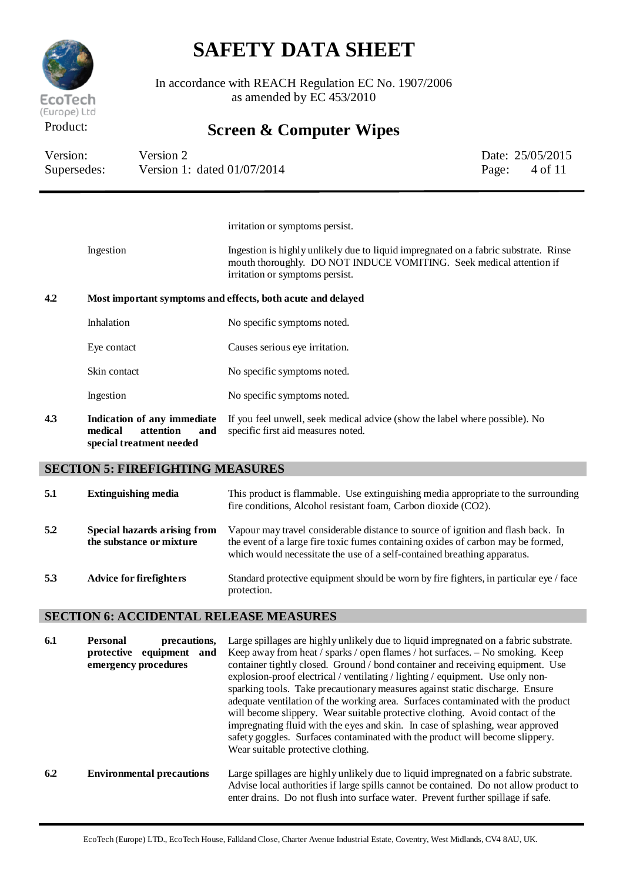| | | |
|---|---|---|
| | | irritation or symptoms persist. |
| | Ingestion | Ingestion is highly unlikely due to liquid impregnated on a fabric substrate. Rinse mouth thoroughly. DO NOT INDUCE VOMITING. Seek medical attention if irritation or symptoms persist. |
| **4.2** | **Most important symptoms and effects, both acute and delayed** | |
| | Inhalation | No specific symptoms noted. |
| | Eye contact | Causes serious eye irritation. |
| | Skin contact | No specific symptoms noted. |
| | Ingestion | No specific symptoms noted. |
| **4.3** | **Indication of any immediate medical attention and special treatment needed** | If you feel unwell, seek medical advice (show the label where possible). No specific first aid measures noted. |

## SECTION 5: FIREFIGHTING MEASURES

| | | |
|---|---|---|
| **5.1** | **Extinguishing media** | This product is flammable. Use extinguishing media appropriate to the surrounding fire conditions, Alcohol resistant foam, Carbon dioxide ($CO_2$). |
| **5.2** | **Special hazards arising from the substance or mixture** | Vapour may travel considerable distance to source of ignition and flash back. In the event of a large fire toxic fumes containing oxides of carbon may be formed, which would necessitate the use of a self-contained breathing apparatus. |
| **5.3** | **Advice for firefighters** | Standard protective equipment should be worn by fire fighters, in particular eye / face protection. |

## SECTION 6: ACCIDENTAL RELEASE MEASURES

| | | |
|---|---|---|
| **6.1** | **Personal precautions, protective equipment and emergency procedures** | Large spillages are highly unlikely due to liquid impregnated on a fabric substrate. Keep away from heat / sparks / open flames / hot surfaces. – No smoking. Keep container tightly closed. Ground / bond container and receiving equipment. Use explosion-proof electrical / ventilating / lighting / equipment. Use only non-sparking tools. Take precautionary measures against static discharge. Ensure adequate ventilation of the working area. Surfaces contaminated with the product will become slippery. Wear suitable protective clothing. Avoid contact of the impregnating fluid with the eyes and skin. In case of splashing, wear approved safety goggles. Surfaces contaminated with the product will become slippery. Wear suitable protective clothing. |
| **6.2** | **Environmental precautions** | Large spillages are highly unlikely due to liquid impregnated on a fabric substrate. Advise local authorities if large spills cannot be contained. Do not allow product to enter drains. Do not flush into surface water. Prevent further spillage if safe. |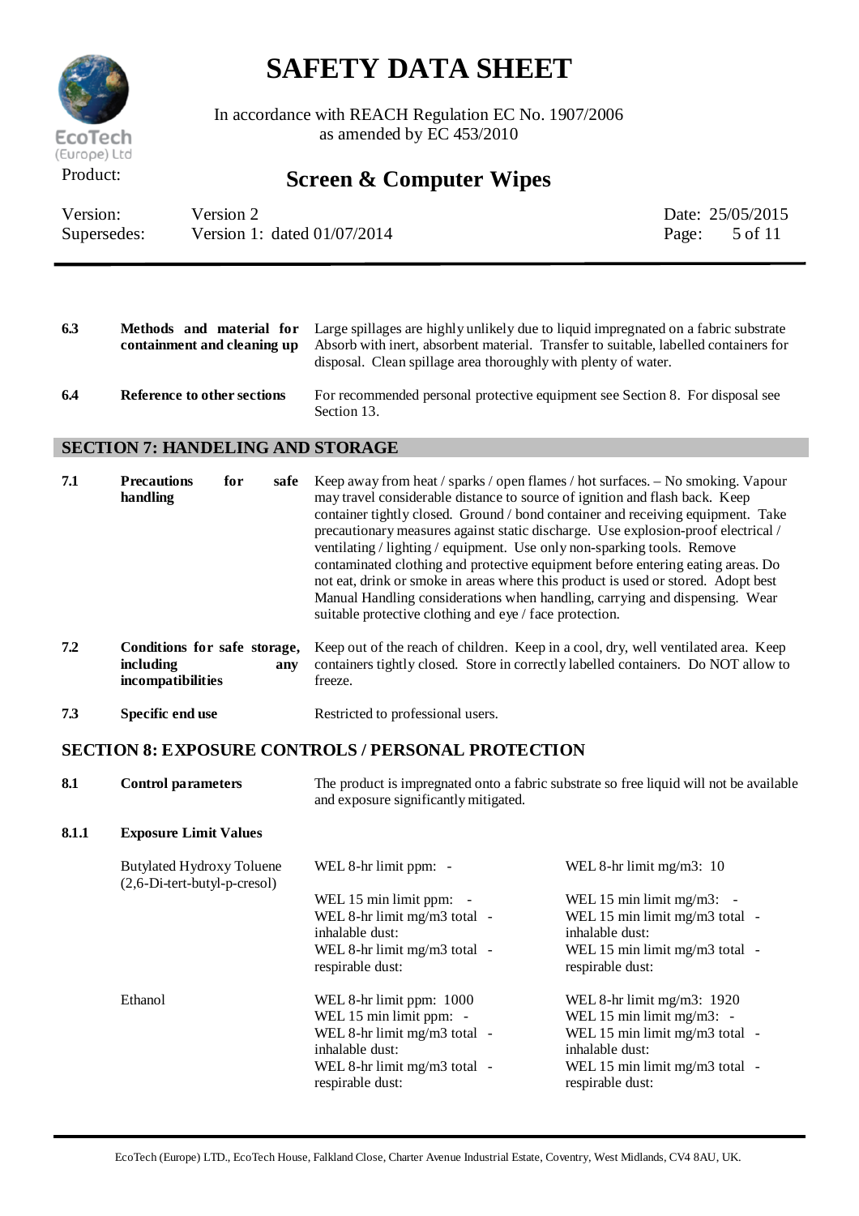| | | |
|---|---|---|
| **6.3** | **Methods and material for containment and cleaning up** | Large spillages are highly unlikely due to liquid impregnated on a fabric substrate Absorb with inert, absorbent material. Transfer to suitable, labelled containers for disposal. Clean spillage area thoroughly with plenty of water. |
| **6.4** | **Reference to other sections** | For recommended personal protective equipment see Section 8. For disposal see Section 13. |

## SECTION 7: HANDELING AND STORAGE

| | | |
|---|---|---|
| **7.1** | **Precautions for safe handling** | Keep away from heat / sparks / open flames / hot surfaces. – No smoking. Vapour may travel considerable distance to source of ignition and flash back. Keep container tightly closed. Ground / bond container and receiving equipment. Take precautionary measures against static discharge. Use explosion-proof electrical / ventilating / lighting / equipment. Use only non-sparking tools. Remove contaminated clothing and protective equipment before entering eating areas. Do not eat, drink or smoke in areas where this product is used or stored. Adopt best Manual Handling considerations when handling, carrying and dispensing. Wear suitable protective clothing and eye / face protection. |
| **7.2** | **Conditions for safe storage, including any incompatibilities** | Keep out of the reach of children. Keep in a cool, dry, well ventilated area. Keep containers tightly closed. Store in correctly labelled containers. Do NOT allow to freeze. |
| **7.3** | **Specific end use** | Restricted to professional users. |

## SECTION 8: EXPOSURE CONTROLS / PERSONAL PROTECTION

| | | |
|---|---|---|
| **8.1** | **Control parameters** | The product is impregnated onto a fabric substrate so free liquid will not be available and exposure significantly mitigated. |

**8.1.1 Exposure Limit Values**

| Substance | | |
|---|---|---|
| Butylated Hydroxy Toluene (2,6-Di-tert-butyl-p-cresol) | WEL 8-hr limit ppm: - | WEL 8-hr limit mg/m3: 10 |
| | WEL 15 min limit ppm: - | WEL 15 min limit mg/m3: - |
| | WEL 8-hr limit mg/m3 total inhalable dust: - | WEL 15 min limit mg/m3 total inhalable dust: - |
| | WEL 8-hr limit mg/m3 total respirable dust: - | WEL 15 min limit mg/m3 total respirable dust: - |
| Ethanol | WEL 8-hr limit ppm: 1000 | WEL 8-hr limit mg/m3: 1920 |
| | WEL 15 min limit ppm: - | WEL 15 min limit mg/m3: - |
| | WEL 8-hr limit mg/m3 total inhalable dust: - | WEL 15 min limit mg/m3 total inhalable dust: - |
| | WEL 8-hr limit mg/m3 total respirable dust: - | WEL 15 min limit mg/m3 total respirable dust: - |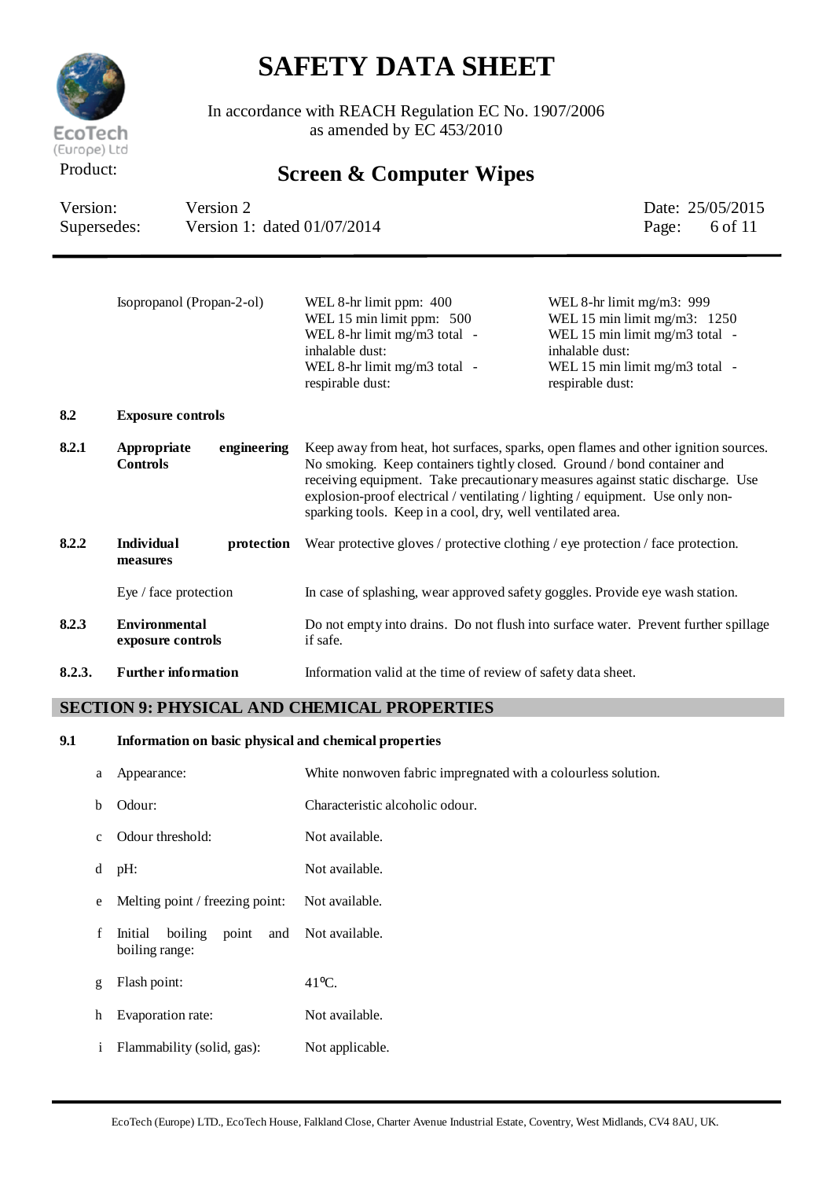| | | |
|---|---|---|
| Isopropanol (Propan-2-ol) | WEL 8-hr limit ppm: 400<br>WEL 15 min limit ppm: 500<br>WEL 8-hr limit mg/m3 total - inhalable dust:<br>WEL 8-hr limit mg/m3 total - respirable dust: | WEL 8-hr limit mg/m3: 999<br>WEL 15 min limit mg/m3: 1250<br>WEL 15 min limit mg/m3 total - inhalable dust:<br>WEL 15 min limit mg/m3 total - respirable dust: |

**8.2 Exposure controls**

| | | |
|---|---|---|
| **8.2.1** | **Appropriate engineering Controls** | Keep away from heat, hot surfaces, sparks, open flames and other ignition sources. No smoking. Keep containers tightly closed. Ground / bond container and receiving equipment. Take precautionary measures against static discharge. Use explosion-proof electrical / ventilating / lighting / equipment. Use only non-sparking tools. Keep in a cool, dry, well ventilated area. |
| **8.2.2** | **Individual protection measures** | Wear protective gloves / protective clothing / eye protection / face protection. |
| | Eye / face protection | In case of splashing, wear approved safety goggles. Provide eye wash station. |
| **8.2.3** | **Environmental exposure controls** | Do not empty into drains. Do not flush into surface water. Prevent further spillage if safe. |
| **8.2.3.** | **Further information** | Information valid at the time of review of safety data sheet. |

## SECTION 9: PHYSICAL AND CHEMICAL PROPERTIES

**9.1 Information on basic physical and chemical properties**

| | | |
|---|---|---|
| a | Appearance: | White nonwoven fabric impregnated with a colourless solution. |
| b | Odour: | Characteristic alcoholic odour. |
| c | Odour threshold: | Not available. |
| d | pH: | Not available. |
| e | Melting point / freezing point: | Not available. |
| f | Initial boiling point and boiling range: | Not available. |
| g | Flash point: | 41ºC. |
| h | Evaporation rate: | Not available. |
| i | Flammability (solid, gas): | Not applicable. |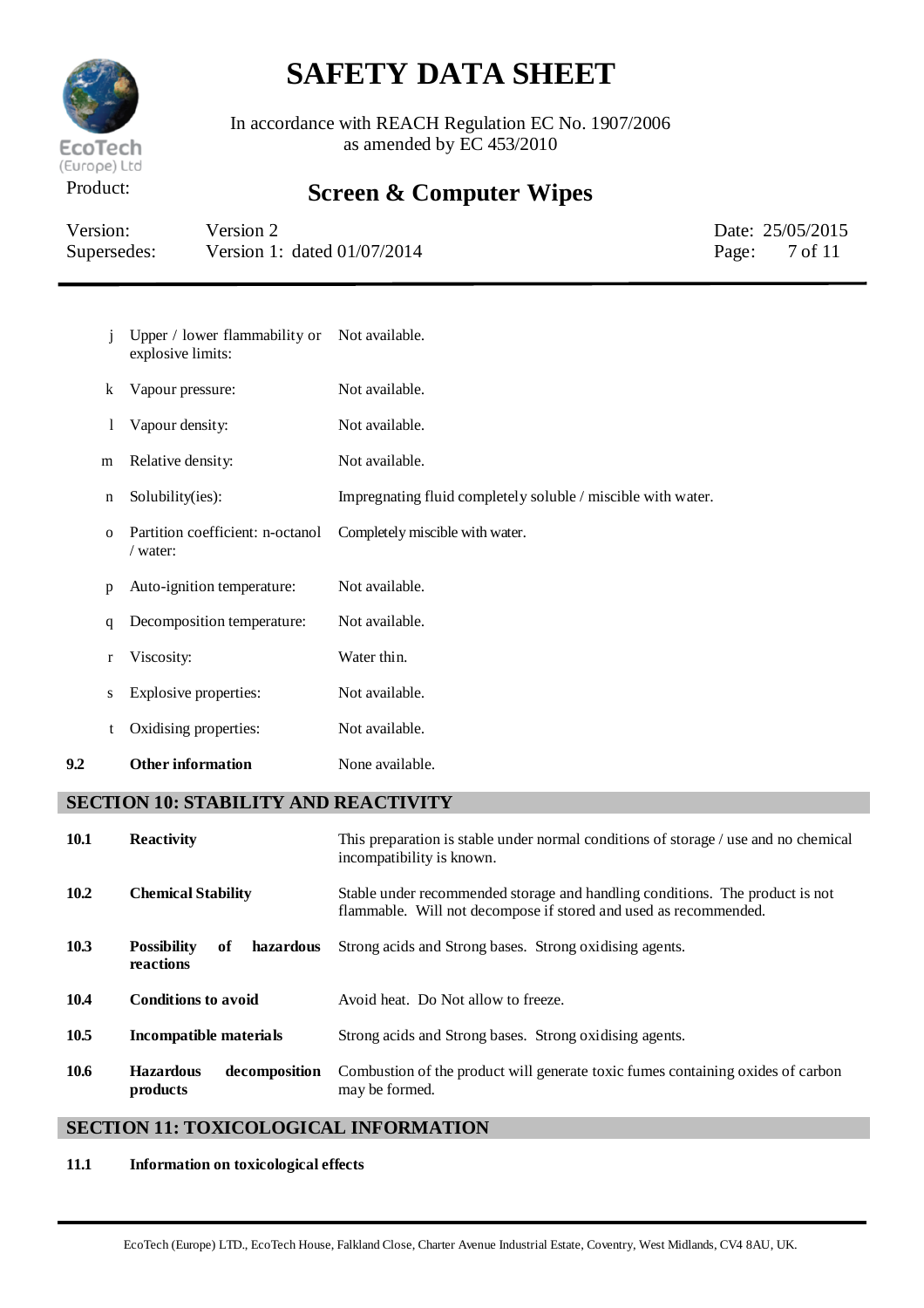| | | |
|---|---|---|
| j | Upper / lower flammability or explosive limits: | Not available. |
| k | Vapour pressure: | Not available. |
| l | Vapour density: | Not available. |
| m | Relative density: | Not available. |
| n | Solubility(ies): | Impregnating fluid completely soluble / miscible with water. |
| o | Partition coefficient: n-octanol / water: | Completely miscible with water. |
| p | Auto-ignition temperature: | Not available. |
| q | Decomposition temperature: | Not available. |
| r | Viscosity: | Water thin. |
| s | Explosive properties: | Not available. |
| t | Oxidising properties: | Not available. |

| | | |
|---|---|---|
| **9.2** | **Other information** | None available. |

## SECTION 10: STABILITY AND REACTIVITY

| | | |
|---|---|---|
| **10.1** | **Reactivity** | This preparation is stable under normal conditions of storage / use and no chemical incompatibility is known. |
| **10.2** | **Chemical Stability** | Stable under recommended storage and handling conditions. The product is not flammable. Will not decompose if stored and used as recommended. |
| **10.3** | **Possibility of hazardous reactions** | Strong acids and Strong bases. Strong oxidising agents. |
| **10.4** | **Conditions to avoid** | Avoid heat. Do Not allow to freeze. |
| **10.5** | **Incompatible materials** | Strong acids and Strong bases. Strong oxidising agents. |
| **10.6** | **Hazardous decomposition products** | Combustion of the product will generate toxic fumes containing oxides of carbon may be formed. |

## SECTION 11: TOXICOLOGICAL INFORMATION

**11.1 Information on toxicological effects**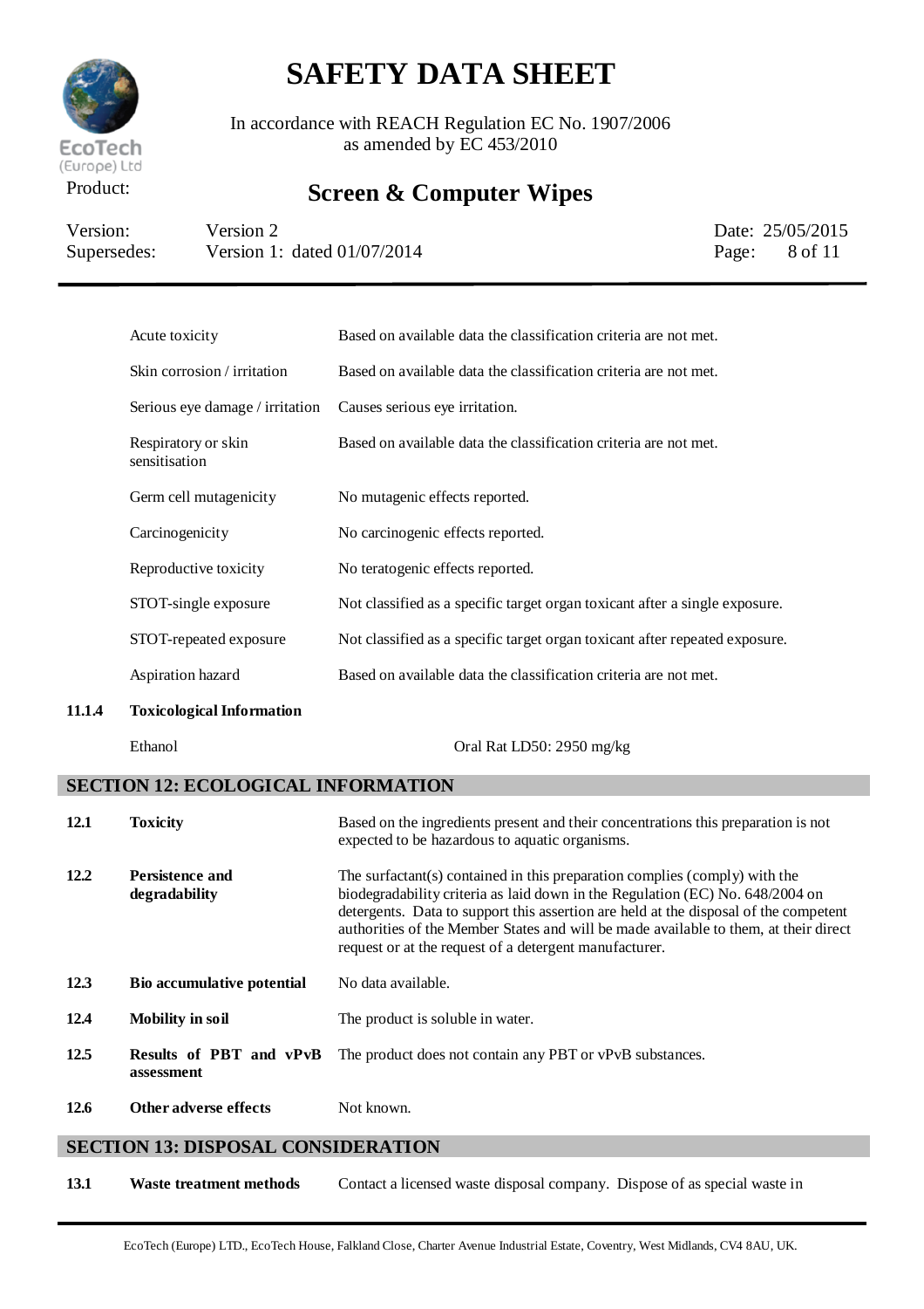| | |
|---|---|
| Acute toxicity | Based on available data the classification criteria are not met. |
| Skin corrosion / irritation | Based on available data the classification criteria are not met. |
| Serious eye damage / irritation | Causes serious eye irritation. |
| Respiratory or skin sensitisation | Based on available data the classification criteria are not met. |
| Germ cell mutagenicity | No mutagenic effects reported. |
| Carcinogenicity | No carcinogenic effects reported. |
| Reproductive toxicity | No teratogenic effects reported. |
| STOT-single exposure | Not classified as a specific target organ toxicant after a single exposure. |
| STOT-repeated exposure | Not classified as a specific target organ toxicant after repeated exposure. |
| Aspiration hazard | Based on available data the classification criteria are not met. |

**11.1.4 Toxicological Information**

Ethanol — Oral Rat LD50: 2950 mg/kg

## SECTION 12: ECOLOGICAL INFORMATION

**12.1 Toxicity**
Based on the ingredients present and their concentrations this preparation is not expected to be hazardous to aquatic organisms.

**12.2 Persistence and degradability**
The surfactant(s) contained in this preparation complies (comply) with the biodegradability criteria as laid down in the Regulation (EC) No. 648/2004 on detergents. Data to support this assertion are held at the disposal of the competent authorities of the Member States and will be made available to them, at their direct request or at the request of a detergent manufacturer.

**12.3 Bio accumulative potential**
No data available.

**12.4 Mobility in soil**
The product is soluble in water.

**12.5 Results of PBT and vPvB assessment**
The product does not contain any PBT or vPvB substances.

**12.6 Other adverse effects**
Not known.

## SECTION 13: DISPOSAL CONSIDERATION

**13.1 Waste treatment methods**
Contact a licensed waste disposal company. Dispose of as special waste in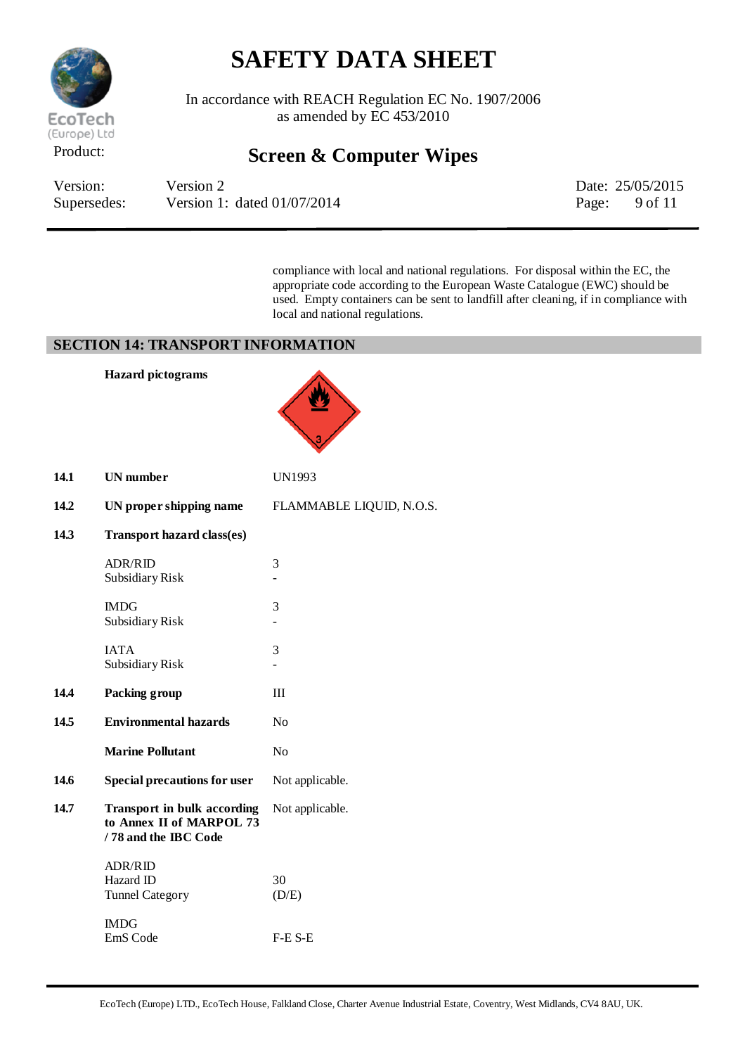compliance with local and national regulations. For disposal within the EC, the appropriate code according to the European Waste Catalogue (EWC) should be used. Empty containers can be sent to landfill after cleaning, if in compliance with local and national regulations.

## SECTION 14: TRANSPORT INFORMATION

| | | |
|---|---|---|
| | **Hazard pictograms** | |
| **14.1** | **UN number** | UN1993 |
| **14.2** | **UN proper shipping name** | FLAMMABLE LIQUID, N.O.S. |
| **14.3** | **Transport hazard class(es)** | |
| | ADR/RID<br>Subsidiary Risk | 3<br>- |
| | IMDG<br>Subsidiary Risk | 3<br>- |
| | IATA<br>Subsidiary Risk | 3<br>- |
| **14.4** | **Packing group** | III |
| **14.5** | **Environmental hazards** | No |
| | **Marine Pollutant** | No |
| **14.6** | **Special precautions for user** | Not applicable. |
| **14.7** | **Transport in bulk according to Annex II of MARPOL 73 / 78 and the IBC Code** | Not applicable. |
| | ADR/RID<br>Hazard ID<br>Tunnel Category | <br>30<br>(D/E) |
| | IMDG<br>EmS Code | <br>F-E S-E |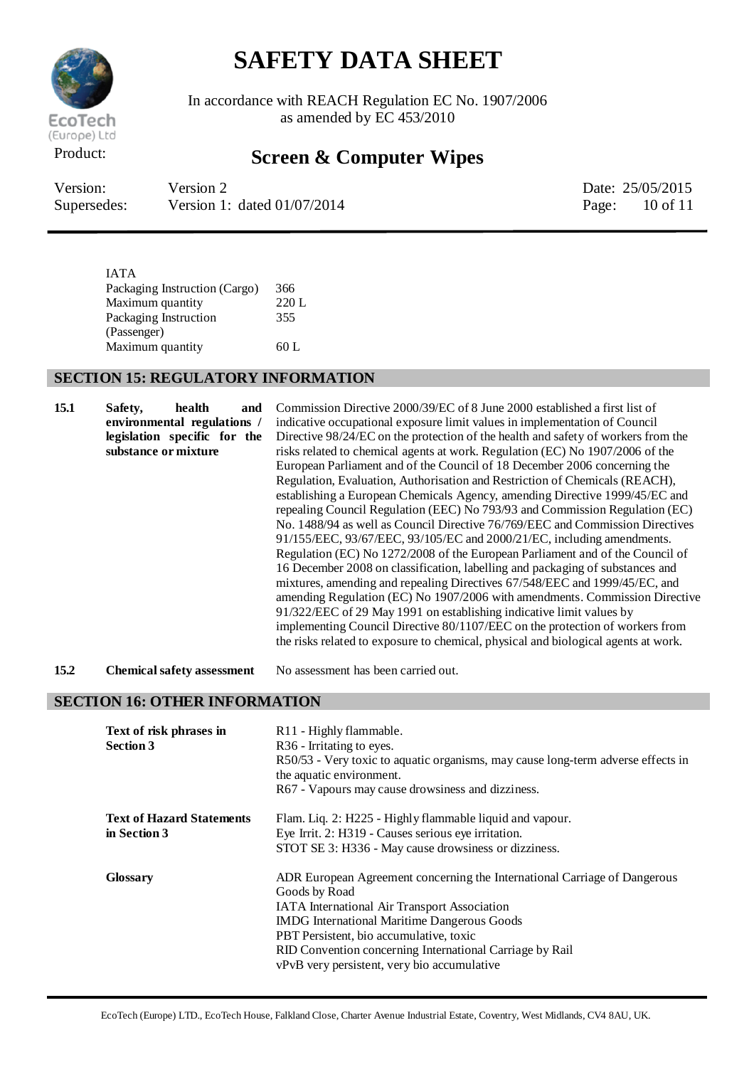IATA

| | |
|---|---|
| Packaging Instruction (Cargo) | 366 |
| Maximum quantity | 220 L |
| Packaging Instruction (Passenger) | 355 |
| Maximum quantity | 60 L |

## SECTION 15: REGULATORY INFORMATION

| | | |
|---|---|---|
| **15.1** | **Safety, health and environmental regulations / legislation specific for the substance or mixture** | Commission Directive 2000/39/EC of 8 June 2000 established a first list of indicative occupational exposure limit values in implementation of Council Directive 98/24/EC on the protection of the health and safety of workers from the risks related to chemical agents at work. Regulation (EC) No 1907/2006 of the European Parliament and of the Council of 18 December 2006 concerning the Regulation, Evaluation, Authorisation and Restriction of Chemicals (REACH), establishing a European Chemicals Agency, amending Directive 1999/45/EC and repealing Council Regulation (EEC) No 793/93 and Commission Regulation (EC) No. 1488/94 as well as Council Directive 76/769/EEC and Commission Directives 91/155/EEC, 93/67/EEC, 93/105/EC and 2000/21/EC, including amendments. Regulation (EC) No 1272/2008 of the European Parliament and of the Council of 16 December 2008 on classification, labelling and packaging of substances and mixtures, amending and repealing Directives 67/548/EEC and 1999/45/EC, and amending Regulation (EC) No 1907/2006 with amendments. Commission Directive 91/322/EEC of 29 May 1991 on establishing indicative limit values by implementing Council Directive 80/1107/EEC on the protection of workers from the risks related to exposure to chemical, physical and biological agents at work. |
| **15.2** | **Chemical safety assessment** | No assessment has been carried out. |

## SECTION 16: OTHER INFORMATION

| | |
|---|---|
| **Text of risk phrases in Section 3** | R11 - Highly flammable.<br>R36 - Irritating to eyes.<br>R50/53 - Very toxic to aquatic organisms, may cause long-term adverse effects in the aquatic environment.<br>R67 - Vapours may cause drowsiness and dizziness. |
| **Text of Hazard Statements in Section 3** | Flam. Liq. 2: H225 - Highly flammable liquid and vapour.<br>Eye Irrit. 2: H319 - Causes serious eye irritation.<br>STOT SE 3: H336 - May cause drowsiness or dizziness. |
| **Glossary** | ADR European Agreement concerning the International Carriage of Dangerous Goods by Road<br>IATA International Air Transport Association<br>IMDG International Maritime Dangerous Goods<br>PBT Persistent, bio accumulative, toxic<br>RID Convention concerning International Carriage by Rail<br>vPvB very persistent, very bio accumulative |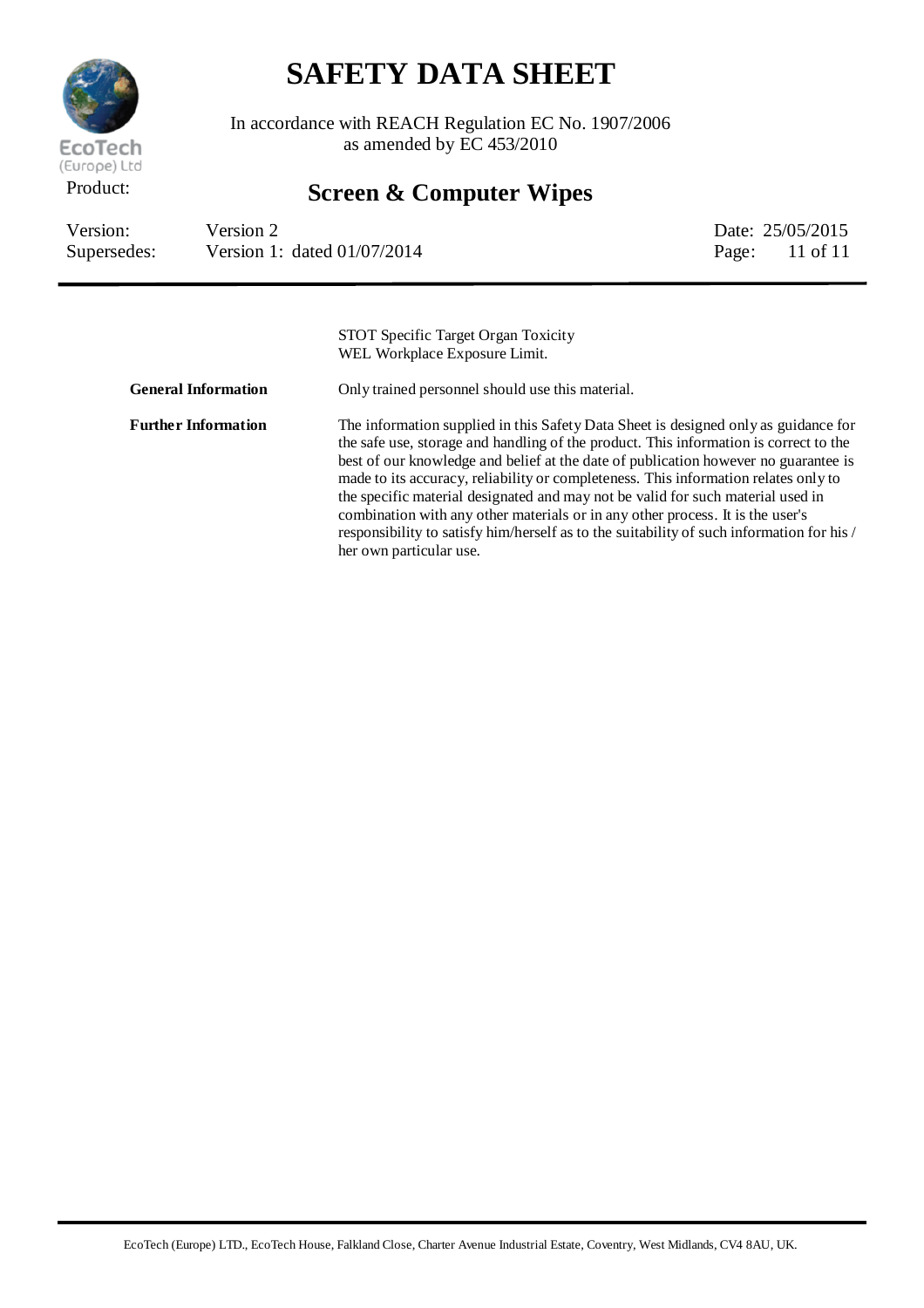| | |
|---|---|
| | STOT Specific Target Organ Toxicity<br>WEL Workplace Exposure Limit. |
| **General Information** | Only trained personnel should use this material. |
| **Further Information** | The information supplied in this Safety Data Sheet is designed only as guidance for the safe use, storage and handling of the product. This information is correct to the best of our knowledge and belief at the date of publication however no guarantee is made to its accuracy, reliability or completeness. This information relates only to the specific material designated and may not be valid for such material used in combination with any other materials or in any other process. It is the user's responsibility to satisfy him/herself as to the suitability of such information for his / her own particular use. |